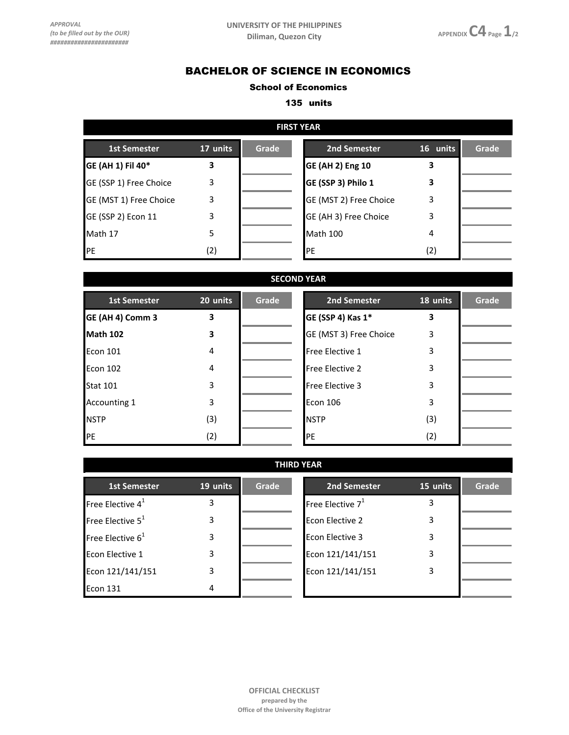APPROVAL
(to be filled out by the OUR)
########################

UNIVERSITY OF THE PHILIPPINES
Diliman, Quezon City

APPENDIX C4

# BACHELOR OF SCIENCE IN ECONOMICS

**School of Economics**

**135 units**

## FIRST YEAR

| 1st Semester | 17 units | Grade | 2nd Semester | 16 units | Grade |
|---|---|---|---|---|---|
| **GE (AH 1) Fil 40*** | **3** | | **GE (AH 2) Eng 10** | **3** | |
| GE (SSP 1) Free Choice | 3 | | **GE (SSP 3) Philo 1** | **3** | |
| GE (MST 1) Free Choice | 3 | | GE (MST 2) Free Choice | 3 | |
| GE (SSP 2) Econ 11 | 3 | | GE (AH 3) Free Choice | 3 | |
| Math 17 | 5 | | Math 100 | 4 | |
| PE | (2) | | PE | (2) | |

## SECOND YEAR

| 1st Semester | 20 units | Grade | 2nd Semester | 18 units | Grade |
|---|---|---|---|---|---|
| **GE (AH 4) Comm 3** | **3** | | **GE (SSP 4) Kas 1*** | **3** | |
| **Math 102** | **3** | | GE (MST 3) Free Choice | 3 | |
| Econ 101 | 4 | | Free Elective 1 | 3 | |
| Econ 102 | 4 | | Free Elective 2 | 3 | |
| Stat 101 | 3 | | Free Elective 3 | 3 | |
| Accounting 1 | 3 | | Econ 106 | 3 | |
| NSTP | (3) | | NSTP | (3) | |
| PE | (2) | | PE | (2) | |

## THIRD YEAR

| 1st Semester | 19 units | Grade | 2nd Semester | 15 units | Grade |
|---|---|---|---|---|---|
| Free Elective 4[1] | 3 | | Free Elective 7[1] | 3 | |
| Free Elective 5[1] | 3 | | Econ Elective 2 | 3 | |
| Free Elective 6[1] | 3 | | Econ Elective 3 | 3 | |
| Econ Elective 1 | 3 | | Econ 121/141/151 | 3 | |
| Econ 121/141/151 | 3 | | Econ 121/141/151 | 3 | |
| Econ 131 | 4 | | | | |

OFFICIAL CHECKLIST
prepared by the
Office of the University Registrar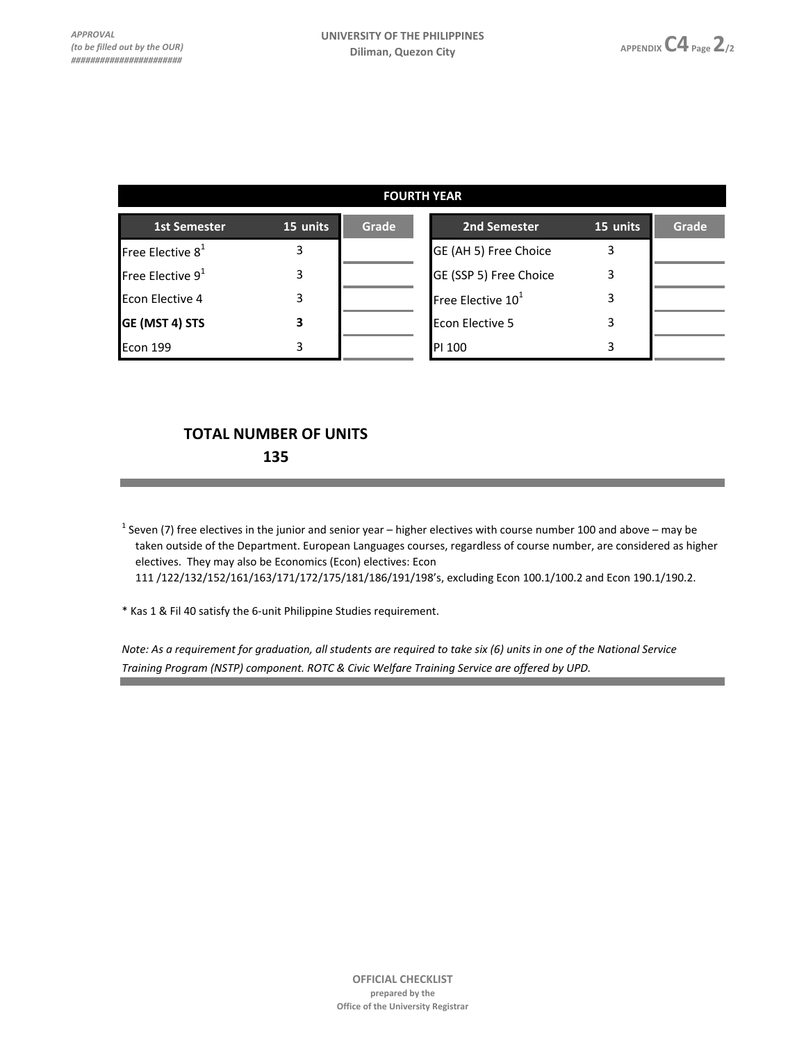## FOURTH YEAR

| 1st Semester | 15 units | Grade | 2nd Semester | 15 units | Grade |
|---|---|---|---|---|---|
| Free Elective 8[1] | 3 | | GE (AH 5) Free Choice | 3 | |
| Free Elective 9[1] | 3 | | GE (SSP 5) Free Choice | 3 | |
| Econ Elective 4 | 3 | | Free Elective 10[1] | 3 | |
| **GE (MST 4) STS** | **3** | | Econ Elective 5 | 3 | |
| Econ 199 | 3 | | PI 100 | 3 | |

**TOTAL NUMBER OF UNITS**

**135**

[1] Seven (7) free electives in the junior and senior year – higher electives with course number 100 and above – may be taken outside of the Department. European Languages courses, regardless of course number, are considered as higher electives. They may also be Economics (Econ) electives: Econ 111 /122/132/152/161/163/171/172/175/181/186/191/198's, excluding Econ 100.1/100.2 and Econ 190.1/190.2.

* Kas 1 & Fil 40 satisfy the 6-unit Philippine Studies requirement.

*Note: As a requirement for graduation, all students are required to take six (6) units in one of the National Service Training Program (NSTP) component. ROTC & Civic Welfare Training Service are offered by UPD.*

**OFFICIAL CHECKLIST**
**prepared by the**
**Office of the University Registrar**